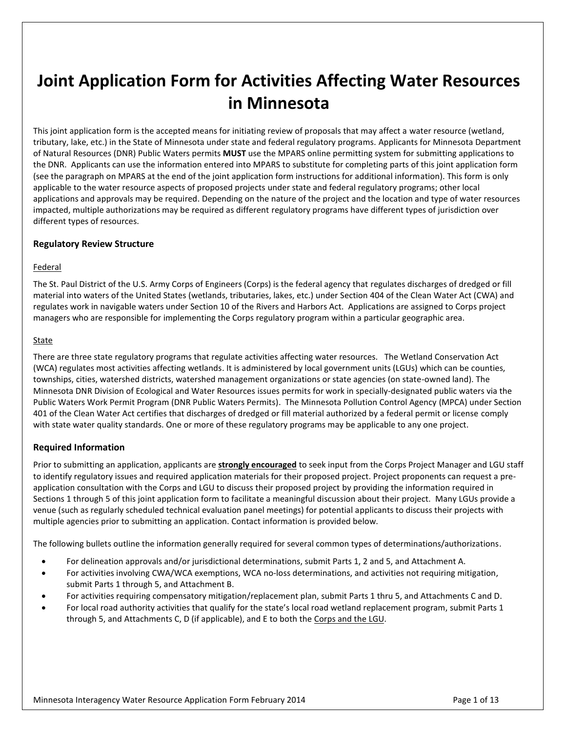# Joint Application Form for Activities Affecting Water Resources in Minnesota

This joint application form is the accepted means for initiating review of proposals that may affect a water resource (wetland, tributary, lake, etc.) in the State of Minnesota under state and federal regulatory programs. Applicants for Minnesota Department of Natural Resources (DNR) Public Waters permits **MUST** use the MPARS online permitting system for submitting applications to the DNR. Applicants can use the information entered into MPARS to substitute for completing parts of this joint application form (see the paragraph on MPARS at the end of the joint application form instructions for additional information). This form is only applicable to the water resource aspects of proposed projects under state and federal regulatory programs; other local applications and approvals may be required. Depending on the nature of the project and the location and type of water resources impacted, multiple authorizations may be required as different regulatory programs have different types of jurisdiction over different types of resources.

### Regulatory Review Structure

Federal

The St. Paul District of the U.S. Army Corps of Engineers (Corps) is the federal agency that regulates discharges of dredged or fill material into waters of the United States (wetlands, tributaries, lakes, etc.) under Section 404 of the Clean Water Act (CWA) and regulates work in navigable waters under Section 10 of the Rivers and Harbors Act. Applications are assigned to Corps project managers who are responsible for implementing the Corps regulatory program within a particular geographic area.

State

There are three state regulatory programs that regulate activities affecting water resources. The Wetland Conservation Act (WCA) regulates most activities affecting wetlands. It is administered by local government units (LGUs) which can be counties, townships, cities, watershed districts, watershed management organizations or state agencies (on state-owned land). The Minnesota DNR Division of Ecological and Water Resources issues permits for work in specially-designated public waters via the Public Waters Work Permit Program (DNR Public Waters Permits). The Minnesota Pollution Control Agency (MPCA) under Section 401 of the Clean Water Act certifies that discharges of dredged or fill material authorized by a federal permit or license comply with state water quality standards. One or more of these regulatory programs may be applicable to any one project.

### Required Information

Prior to submitting an application, applicants are **strongly encouraged** to seek input from the Corps Project Manager and LGU staff to identify regulatory issues and required application materials for their proposed project. Project proponents can request a pre-application consultation with the Corps and LGU to discuss their proposed project by providing the information required in Sections 1 through 5 of this joint application form to facilitate a meaningful discussion about their project. Many LGUs provide a venue (such as regularly scheduled technical evaluation panel meetings) for potential applicants to discuss their projects with multiple agencies prior to submitting an application. Contact information is provided below.

The following bullets outline the information generally required for several common types of determinations/authorizations.

- For delineation approvals and/or jurisdictional determinations, submit Parts 1, 2 and 5, and Attachment A.
- For activities involving CWA/WCA exemptions, WCA no-loss determinations, and activities not requiring mitigation, submit Parts 1 through 5, and Attachment B.
- For activities requiring compensatory mitigation/replacement plan, submit Parts 1 thru 5, and Attachments C and D.
- For local road authority activities that qualify for the state's local road wetland replacement program, submit Parts 1 through 5, and Attachments C, D (if applicable), and E to both the Corps and the LGU.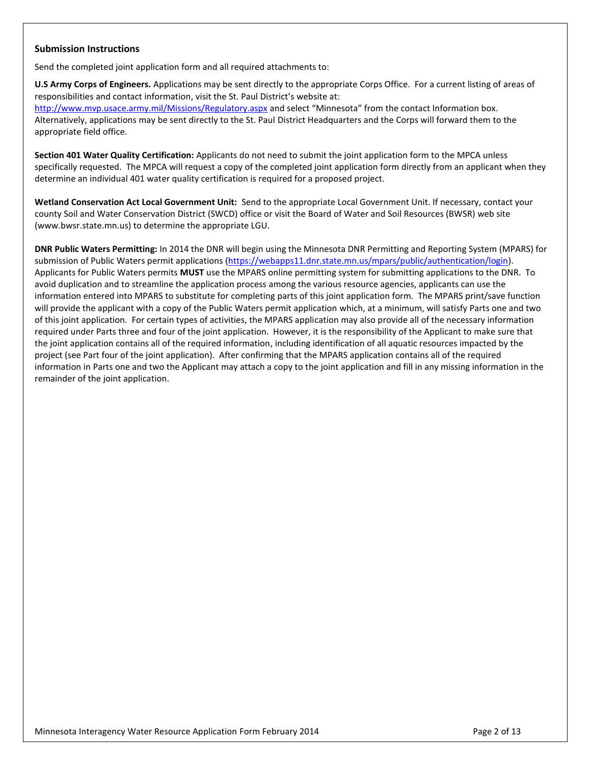### Submission Instructions

Send the completed joint application form and all required attachments to:

**U.S Army Corps of Engineers.** Applications may be sent directly to the appropriate Corps Office. For a current listing of areas of responsibilities and contact information, visit the St. Paul District's website at: http://www.mvp.usace.army.mil/Missions/Regulatory.aspx and select "Minnesota" from the contact Information box. Alternatively, applications may be sent directly to the St. Paul District Headquarters and the Corps will forward them to the appropriate field office.

**Section 401 Water Quality Certification:** Applicants do not need to submit the joint application form to the MPCA unless specifically requested. The MPCA will request a copy of the completed joint application form directly from an applicant when they determine an individual 401 water quality certification is required for a proposed project.

**Wetland Conservation Act Local Government Unit:** Send to the appropriate Local Government Unit. If necessary, contact your county Soil and Water Conservation District (SWCD) office or visit the Board of Water and Soil Resources (BWSR) web site (www.bwsr.state.mn.us) to determine the appropriate LGU.

**DNR Public Waters Permitting:** In 2014 the DNR will begin using the Minnesota DNR Permitting and Reporting System (MPARS) for submission of Public Waters permit applications (https://webapps11.dnr.state.mn.us/mpars/public/authentication/login). Applicants for Public Waters permits **MUST** use the MPARS online permitting system for submitting applications to the DNR. To avoid duplication and to streamline the application process among the various resource agencies, applicants can use the information entered into MPARS to substitute for completing parts of this joint application form. The MPARS print/save function will provide the applicant with a copy of the Public Waters permit application which, at a minimum, will satisfy Parts one and two of this joint application. For certain types of activities, the MPARS application may also provide all of the necessary information required under Parts three and four of the joint application. However, it is the responsibility of the Applicant to make sure that the joint application contains all of the required information, including identification of all aquatic resources impacted by the project (see Part four of the joint application). After confirming that the MPARS application contains all of the required information in Parts one and two the Applicant may attach a copy to the joint application and fill in any missing information in the remainder of the joint application.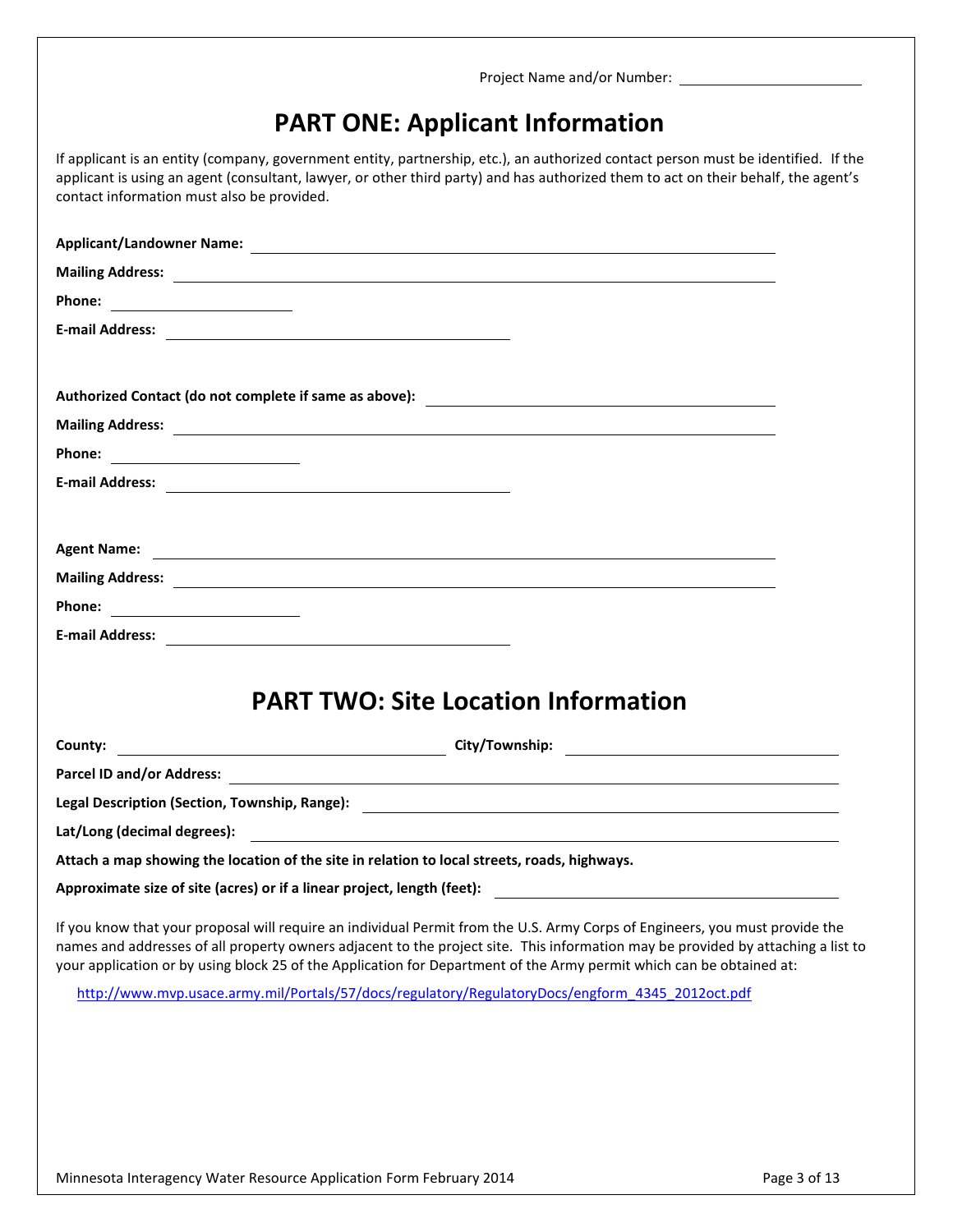Project Name and/or Number: ______________________

# PART ONE: Applicant Information

If applicant is an entity (company, government entity, partnership, etc.), an authorized contact person must be identified. If the applicant is using an agent (consultant, lawyer, or other third party) and has authorized them to act on their behalf, the agent's contact information must also be provided.

**Applicant/Landowner Name:** ______________________

**Mailing Address:** ______________________

**Phone:** ______________________

**E-mail Address:** ______________________

**Authorized Contact (do not complete if same as above):** ______________________

**Mailing Address:** ______________________

**Phone:** ______________________

**E-mail Address:** ______________________

**Agent Name:** ______________________

**Mailing Address:** ______________________

**Phone:** ______________________

**E-mail Address:** ______________________

# PART TWO: Site Location Information

**County:** ______________________ **City/Township:** ______________________

**Parcel ID and/or Address:** ______________________

**Legal Description (Section, Township, Range):** ______________________

**Lat/Long (decimal degrees):** ______________________

**Attach a map showing the location of the site in relation to local streets, roads, highways.**

**Approximate size of site (acres) or if a linear project, length (feet):** ______________________

If you know that your proposal will require an individual Permit from the U.S. Army Corps of Engineers, you must provide the names and addresses of all property owners adjacent to the project site. This information may be provided by attaching a list to your application or by using block 25 of the Application for Department of the Army permit which can be obtained at:

http://www.mvp.usace.army.mil/Portals/57/docs/regulatory/RegulatoryDocs/engform_4345_2012oct.pdf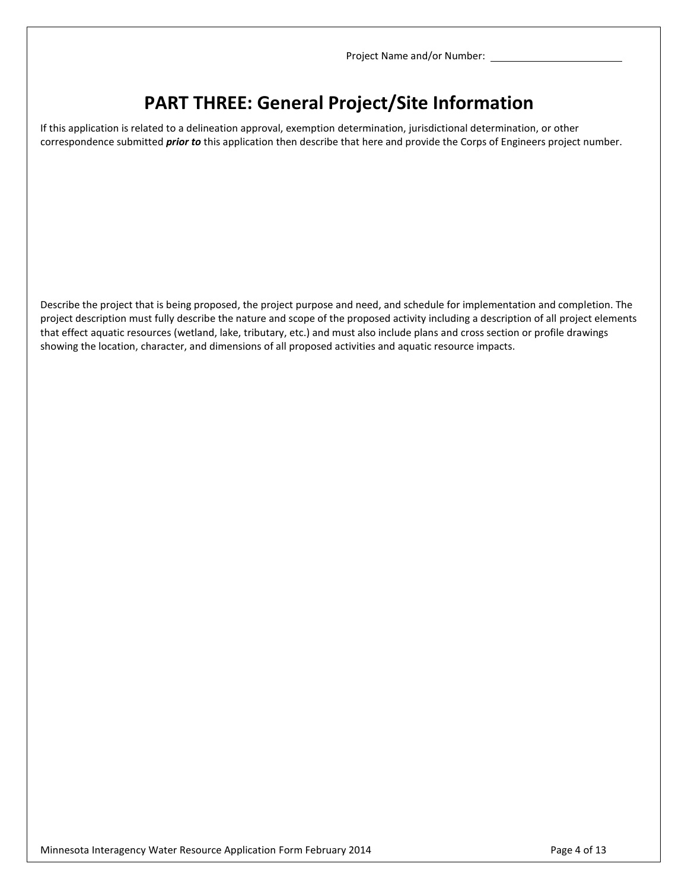Project Name and/or Number: ______________________

# PART THREE: General Project/Site Information

If this application is related to a delineation approval, exemption determination, jurisdictional determination, or other correspondence submitted ***prior to*** this application then describe that here and provide the Corps of Engineers project number.

Describe the project that is being proposed, the project purpose and need, and schedule for implementation and completion. The project description must fully describe the nature and scope of the proposed activity including a description of all project elements that effect aquatic resources (wetland, lake, tributary, etc.) and must also include plans and cross section or profile drawings showing the location, character, and dimensions of all proposed activities and aquatic resource impacts.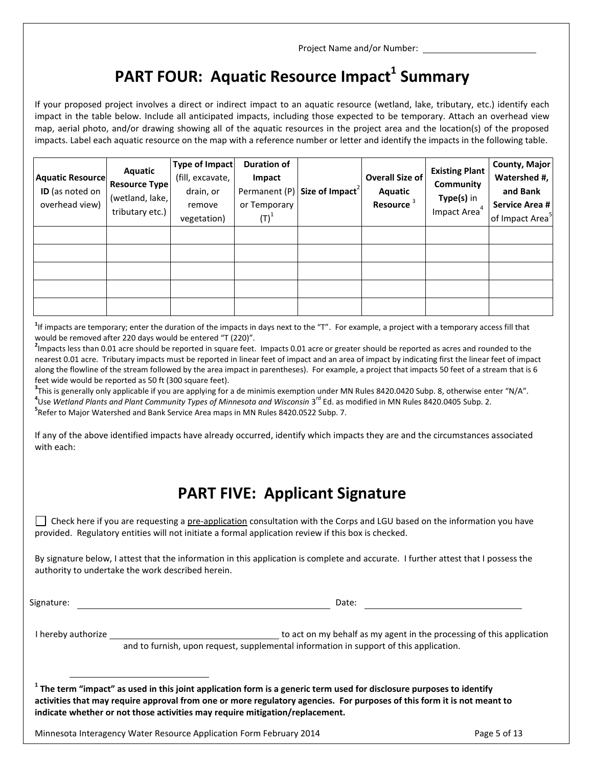Project Name and/or Number: ______________________

# PART FOUR: Aquatic Resource Impact[1] Summary

If your proposed project involves a direct or indirect impact to an aquatic resource (wetland, lake, tributary, etc.) identify each impact in the table below. Include all anticipated impacts, including those expected to be temporary. Attach an overhead view map, aerial photo, and/or drawing showing all of the aquatic resources in the project area and the location(s) of the proposed impacts. Label each aquatic resource on the map with a reference number or letter and identify the impacts in the following table.

| **Aquatic Resource ID** (as noted on overhead view) | **Aquatic Resource Type** (wetland, lake, tributary etc.) | **Type of Impact** (fill, excavate, drain, or remove vegetation) | **Duration of Impact** Permanent (P) or Temporary (T)[1] | **Size of Impact**[2] | **Overall Size of Aquatic Resource** [3] | **Existing Plant Community Type(s)** in Impact Area[4] | **County, Major Watershed #, and Bank Service Area #** of Impact Area[5] |
|---|---|---|---|---|---|---|---|
| | | | | | | | |
| | | | | | | | |
| | | | | | | | |
| | | | | | | | |
| | | | | | | | |

[1]If impacts are temporary; enter the duration of the impacts in days next to the "T". For example, a project with a temporary access fill that would be removed after 220 days would be entered "T (220)".
[2]Impacts less than 0.01 acre should be reported in square feet. Impacts 0.01 acre or greater should be reported as acres and rounded to the nearest 0.01 acre. Tributary impacts must be reported in linear feet of impact and an area of impact by indicating first the linear feet of impact along the flowline of the stream followed by the area impact in parentheses). For example, a project that impacts 50 feet of a stream that is 6 feet wide would be reported as 50 ft (300 square feet).
[3]This is generally only applicable if you are applying for a de minimis exemption under MN Rules 8420.0420 Subp. 8, otherwise enter "N/A".
[4]Use *Wetland Plants and Plant Community Types of Minnesota and Wisconsin* 3rd Ed. as modified in MN Rules 8420.0405 Subp. 2.
[5]Refer to Major Watershed and Bank Service Area maps in MN Rules 8420.0522 Subp. 7.

If any of the above identified impacts have already occurred, identify which impacts they are and the circumstances associated with each:

# PART FIVE: Applicant Signature

☐ Check here if you are requesting a pre-application consultation with the Corps and LGU based on the information you have provided. Regulatory entities will not initiate a formal application review if this box is checked.

By signature below, I attest that the information in this application is complete and accurate. I further attest that I possess the authority to undertake the work described herein.

Signature: ______________________________ Date: ______________________

I hereby authorize ______________________ to act on my behalf as my agent in the processing of this application and to furnish, upon request, supplemental information in support of this application.

---

[1] **The term "impact" as used in this joint application form is a generic term used for disclosure purposes to identify activities that may require approval from one or more regulatory agencies. For purposes of this form it is not meant to indicate whether or not those activities may require mitigation/replacement.**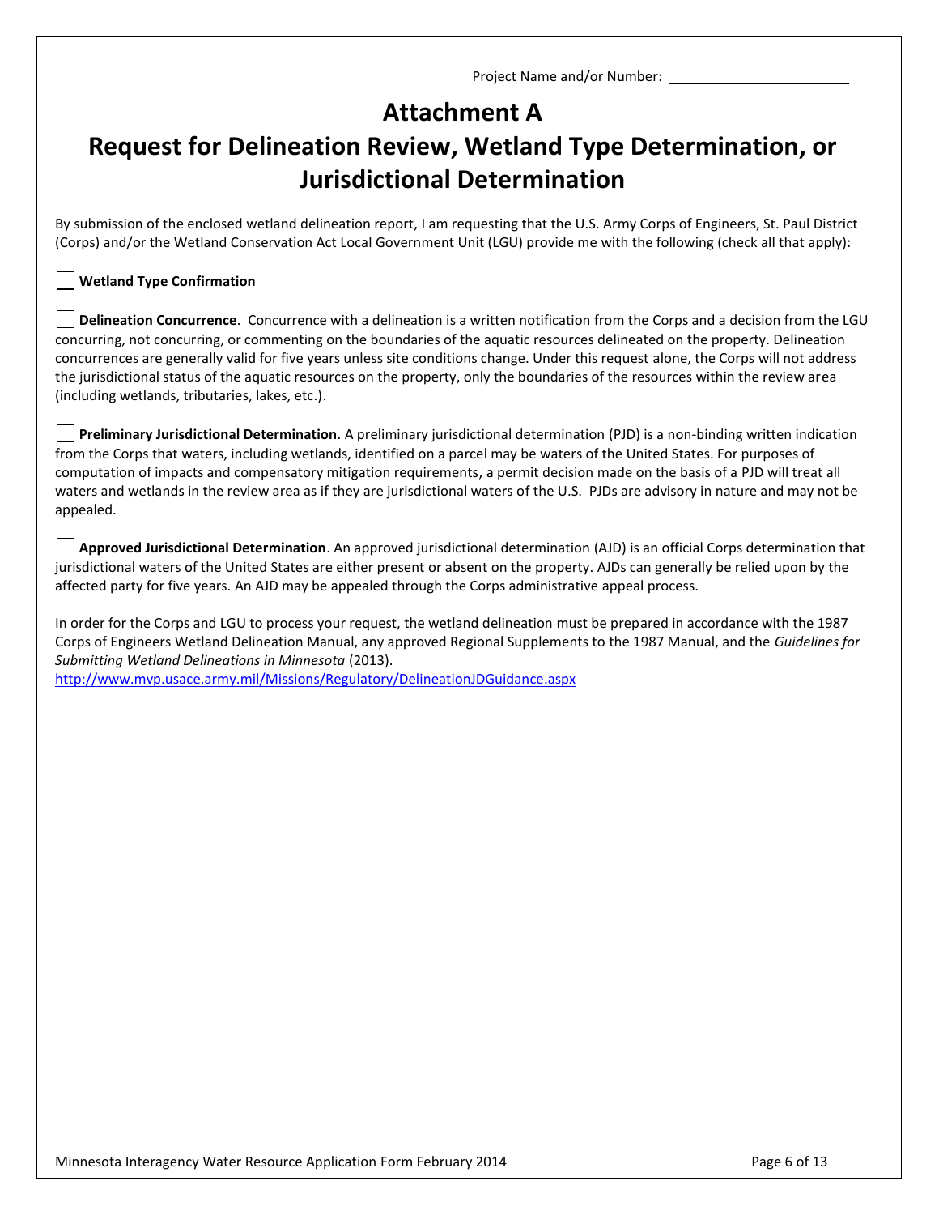Project Name and/or Number: ________________________

# Attachment A
# Request for Delineation Review, Wetland Type Determination, or Jurisdictional Determination

By submission of the enclosed wetland delineation report, I am requesting that the U.S. Army Corps of Engineers, St. Paul District (Corps) and/or the Wetland Conservation Act Local Government Unit (LGU) provide me with the following (check all that apply):

☐ **Wetland Type Confirmation**

☐ **Delineation Concurrence**. Concurrence with a delineation is a written notification from the Corps and a decision from the LGU concurring, not concurring, or commenting on the boundaries of the aquatic resources delineated on the property. Delineation concurrences are generally valid for five years unless site conditions change. Under this request alone, the Corps will not address the jurisdictional status of the aquatic resources on the property, only the boundaries of the resources within the review area (including wetlands, tributaries, lakes, etc.).

☐ **Preliminary Jurisdictional Determination**. A preliminary jurisdictional determination (PJD) is a non-binding written indication from the Corps that waters, including wetlands, identified on a parcel may be waters of the United States. For purposes of computation of impacts and compensatory mitigation requirements, a permit decision made on the basis of a PJD will treat all waters and wetlands in the review area as if they are jurisdictional waters of the U.S. PJDs are advisory in nature and may not be appealed.

☐ **Approved Jurisdictional Determination**. An approved jurisdictional determination (AJD) is an official Corps determination that jurisdictional waters of the United States are either present or absent on the property. AJDs can generally be relied upon by the affected party for five years. An AJD may be appealed through the Corps administrative appeal process.

In order for the Corps and LGU to process your request, the wetland delineation must be prepared in accordance with the 1987 Corps of Engineers Wetland Delineation Manual, any approved Regional Supplements to the 1987 Manual, and the *Guidelines for Submitting Wetland Delineations in Minnesota* (2013).
http://www.mvp.usace.army.mil/Missions/Regulatory/DelineationJDGuidance.aspx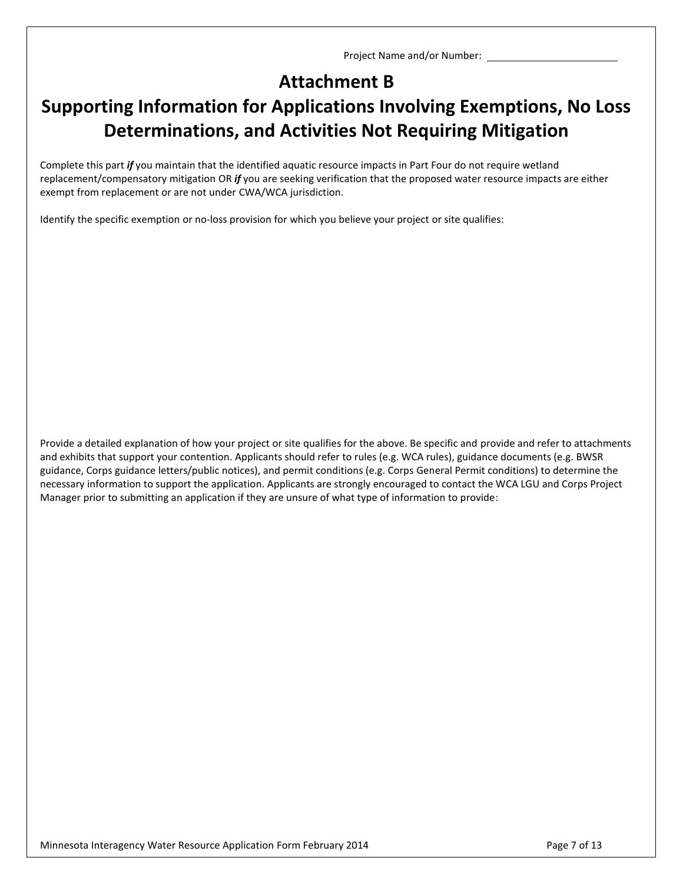Project Name and/or Number: ______________________

# Attachment B

# Supporting Information for Applications Involving Exemptions, No Loss Determinations, and Activities Not Requiring Mitigation

Complete this part ***if*** you maintain that the identified aquatic resource impacts in Part Four do not require wetland replacement/compensatory mitigation OR ***if*** you are seeking verification that the proposed water resource impacts are either exempt from replacement or are not under CWA/WCA jurisdiction.

Identify the specific exemption or no-loss provision for which you believe your project or site qualifies:

Provide a detailed explanation of how your project or site qualifies for the above. Be specific and provide and refer to attachments and exhibits that support your contention. Applicants should refer to rules (e.g. WCA rules), guidance documents (e.g. BWSR guidance, Corps guidance letters/public notices), and permit conditions (e.g. Corps General Permit conditions) to determine the necessary information to support the application. Applicants are strongly encouraged to contact the WCA LGU and Corps Project Manager prior to submitting an application if they are unsure of what type of information to provide: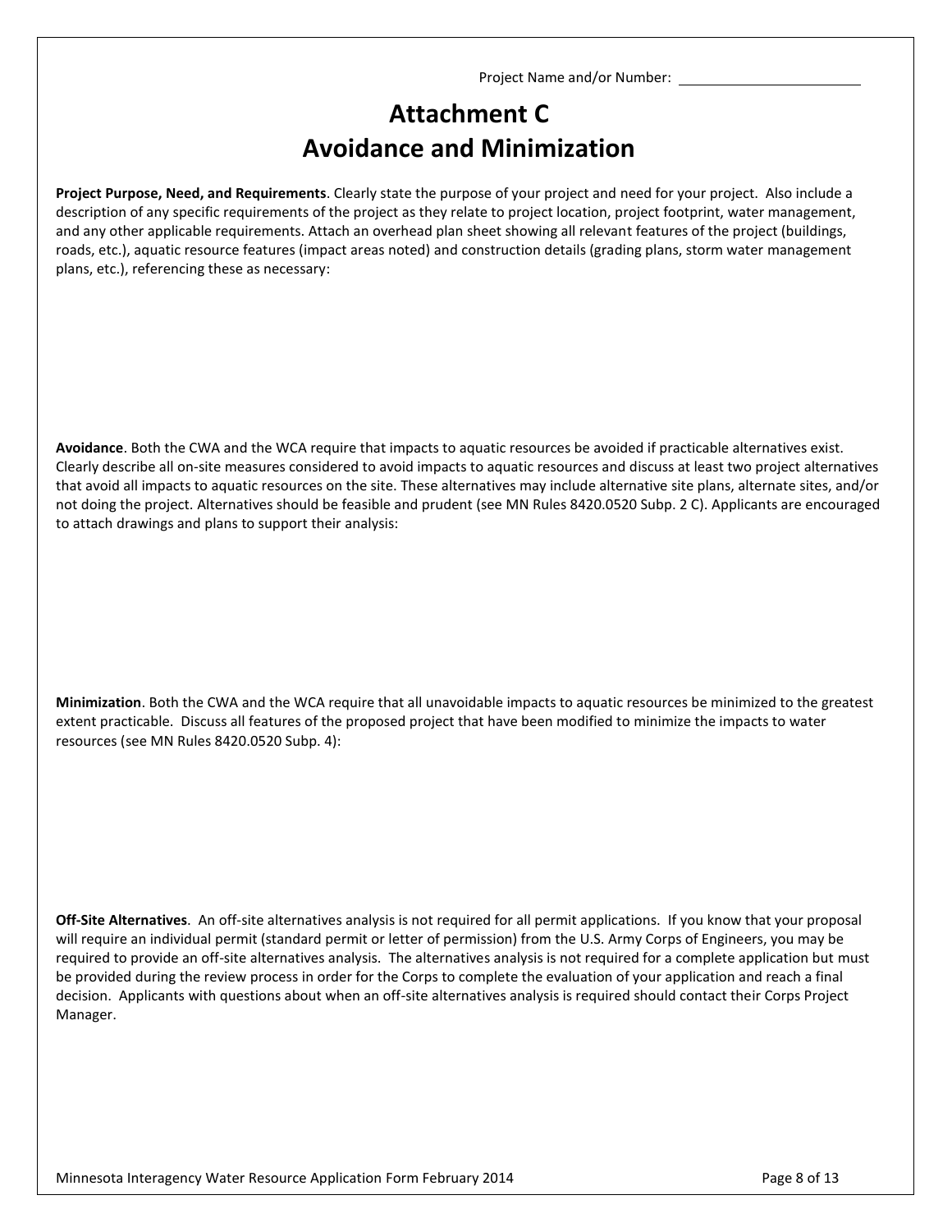Project Name and/or Number: ______________________

# Attachment C
# Avoidance and Minimization

**Project Purpose, Need, and Requirements**. Clearly state the purpose of your project and need for your project. Also include a description of any specific requirements of the project as they relate to project location, project footprint, water management, and any other applicable requirements. Attach an overhead plan sheet showing all relevant features of the project (buildings, roads, etc.), aquatic resource features (impact areas noted) and construction details (grading plans, storm water management plans, etc.), referencing these as necessary:

**Avoidance**. Both the CWA and the WCA require that impacts to aquatic resources be avoided if practicable alternatives exist. Clearly describe all on-site measures considered to avoid impacts to aquatic resources and discuss at least two project alternatives that avoid all impacts to aquatic resources on the site. These alternatives may include alternative site plans, alternate sites, and/or not doing the project. Alternatives should be feasible and prudent (see MN Rules 8420.0520 Subp. 2 C). Applicants are encouraged to attach drawings and plans to support their analysis:

**Minimization**. Both the CWA and the WCA require that all unavoidable impacts to aquatic resources be minimized to the greatest extent practicable. Discuss all features of the proposed project that have been modified to minimize the impacts to water resources (see MN Rules 8420.0520 Subp. 4):

**Off-Site Alternatives**. An off-site alternatives analysis is not required for all permit applications. If you know that your proposal will require an individual permit (standard permit or letter of permission) from the U.S. Army Corps of Engineers, you may be required to provide an off-site alternatives analysis. The alternatives analysis is not required for a complete application but must be provided during the review process in order for the Corps to complete the evaluation of your application and reach a final decision. Applicants with questions about when an off-site alternatives analysis is required should contact their Corps Project Manager.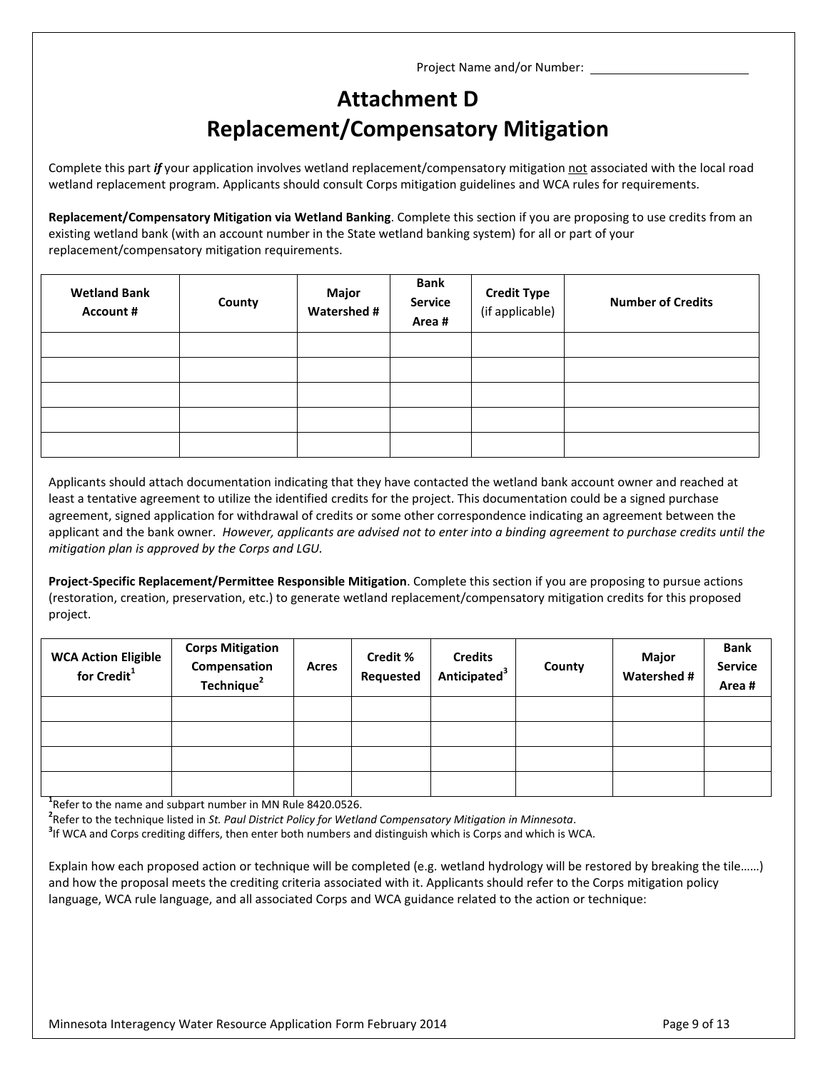Project Name and/or Number: ________________________

# Attachment D
# Replacement/Compensatory Mitigation

Complete this part ***if*** your application involves wetland replacement/compensatory mitigation not associated with the local road wetland replacement program. Applicants should consult Corps mitigation guidelines and WCA rules for requirements.

**Replacement/Compensatory Mitigation via Wetland Banking**. Complete this section if you are proposing to use credits from an existing wetland bank (with an account number in the State wetland banking system) for all or part of your replacement/compensatory mitigation requirements.

| Wetland Bank Account # | County | Major Watershed # | Bank Service Area # | Credit Type (if applicable) | Number of Credits |
|---|---|---|---|---|---|
| | | | | | |
| | | | | | |
| | | | | | |
| | | | | | |
| | | | | | |

Applicants should attach documentation indicating that they have contacted the wetland bank account owner and reached at least a tentative agreement to utilize the identified credits for the project. This documentation could be a signed purchase agreement, signed application for withdrawal of credits or some other correspondence indicating an agreement between the applicant and the bank owner. *However, applicants are advised not to enter into a binding agreement to purchase credits until the mitigation plan is approved by the Corps and LGU.*

**Project-Specific Replacement/Permittee Responsible Mitigation**. Complete this section if you are proposing to pursue actions (restoration, creation, preservation, etc.) to generate wetland replacement/compensatory mitigation credits for this proposed project.

| WCA Action Eligible for Credit[1] | Corps Mitigation Compensation Technique[2] | Acres | Credit % Requested | Credits Anticipated[3] | County | Major Watershed # | Bank Service Area # |
|---|---|---|---|---|---|---|---|
| | | | | | | | |
| | | | | | | | |
| | | | | | | | |
| | | | | | | | |

[1]Refer to the name and subpart number in MN Rule 8420.0526.
[2]Refer to the technique listed in *St. Paul District Policy for Wetland Compensatory Mitigation in Minnesota*.
[3]If WCA and Corps crediting differs, then enter both numbers and distinguish which is Corps and which is WCA.

Explain how each proposed action or technique will be completed (e.g. wetland hydrology will be restored by breaking the tile……) and how the proposal meets the crediting criteria associated with it. Applicants should refer to the Corps mitigation policy language, WCA rule language, and all associated Corps and WCA guidance related to the action or technique:

Minnesota Interagency Water Resource Application Form February 2014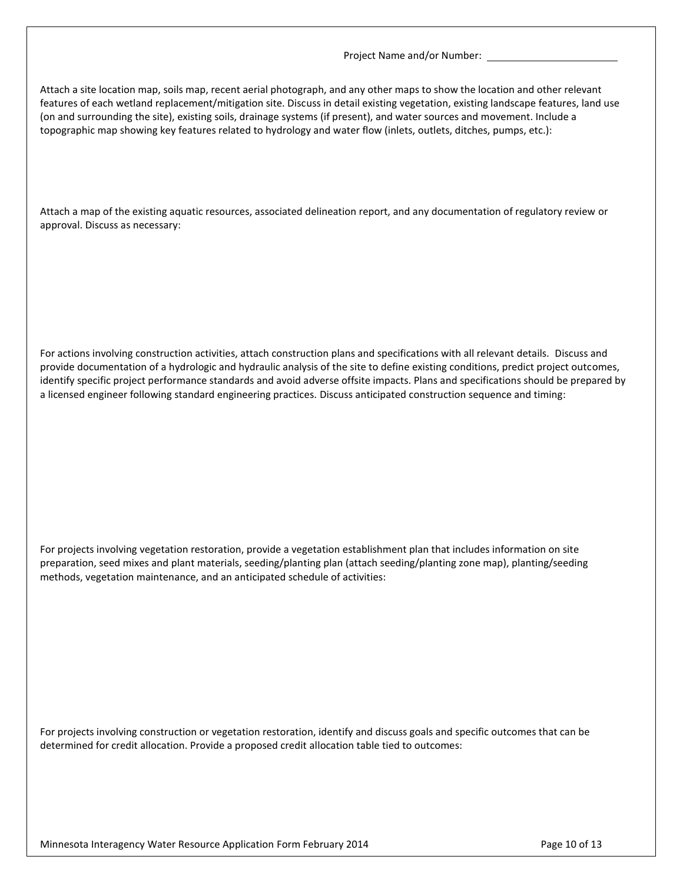Project Name and/or Number: ______________________

Attach a site location map, soils map, recent aerial photograph, and any other maps to show the location and other relevant features of each wetland replacement/mitigation site. Discuss in detail existing vegetation, existing landscape features, land use (on and surrounding the site), existing soils, drainage systems (if present), and water sources and movement. Include a topographic map showing key features related to hydrology and water flow (inlets, outlets, ditches, pumps, etc.):

Attach a map of the existing aquatic resources, associated delineation report, and any documentation of regulatory review or approval. Discuss as necessary:

For actions involving construction activities, attach construction plans and specifications with all relevant details. Discuss and provide documentation of a hydrologic and hydraulic analysis of the site to define existing conditions, predict project outcomes, identify specific project performance standards and avoid adverse offsite impacts. Plans and specifications should be prepared by a licensed engineer following standard engineering practices. Discuss anticipated construction sequence and timing:

For projects involving vegetation restoration, provide a vegetation establishment plan that includes information on site preparation, seed mixes and plant materials, seeding/planting plan (attach seeding/planting zone map), planting/seeding methods, vegetation maintenance, and an anticipated schedule of activities:

For projects involving construction or vegetation restoration, identify and discuss goals and specific outcomes that can be determined for credit allocation. Provide a proposed credit allocation table tied to outcomes:

Minnesota Interagency Water Resource Application Form February 2014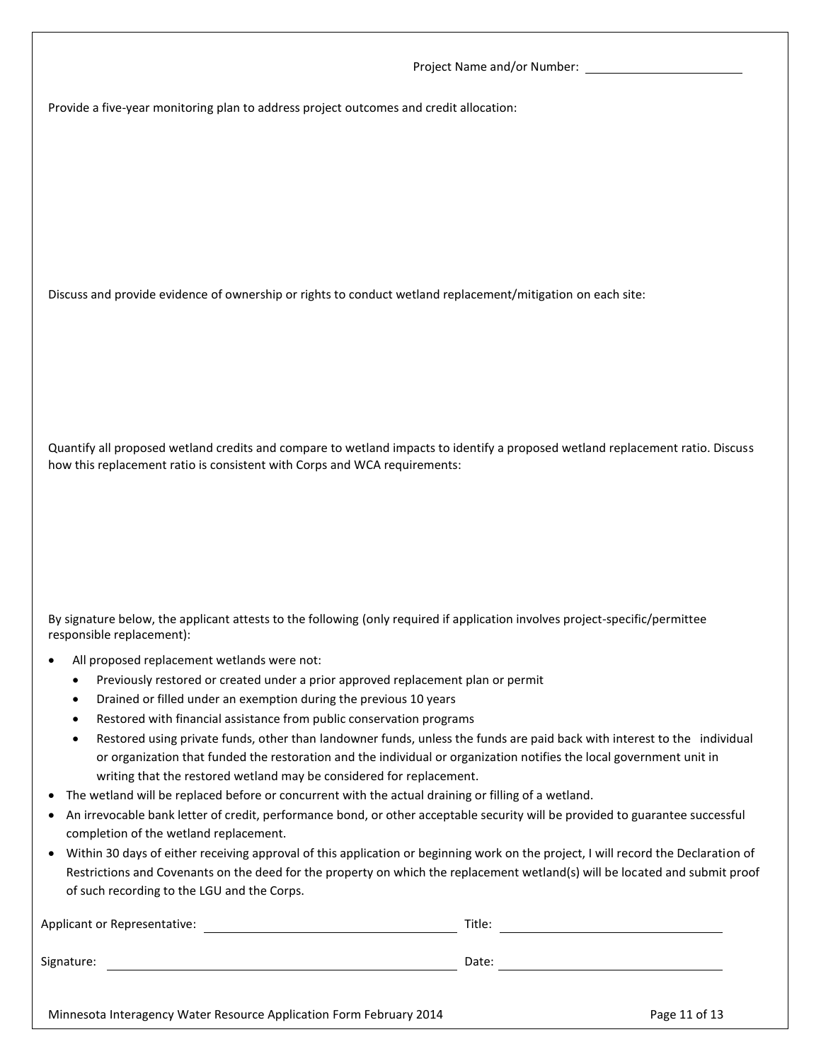Project Name and/or Number: \_\_\_\_\_\_\_\_\_\_\_\_\_\_\_\_\_\_\_\_

Provide a five-year monitoring plan to address project outcomes and credit allocation:

Discuss and provide evidence of ownership or rights to conduct wetland replacement/mitigation on each site:

Quantify all proposed wetland credits and compare to wetland impacts to identify a proposed wetland replacement ratio. Discuss how this replacement ratio is consistent with Corps and WCA requirements:

By signature below, the applicant attests to the following (only required if application involves project-specific/permittee responsible replacement):

- All proposed replacement wetlands were not:
  - Previously restored or created under a prior approved replacement plan or permit
  - Drained or filled under an exemption during the previous 10 years
  - Restored with financial assistance from public conservation programs
  - Restored using private funds, other than landowner funds, unless the funds are paid back with interest to the individual or organization that funded the restoration and the individual or organization notifies the local government unit in writing that the restored wetland may be considered for replacement.
- The wetland will be replaced before or concurrent with the actual draining or filling of a wetland.
- An irrevocable bank letter of credit, performance bond, or other acceptable security will be provided to guarantee successful completion of the wetland replacement.
- Within 30 days of either receiving approval of this application or beginning work on the project, I will record the Declaration of Restrictions and Covenants on the deed for the property on which the replacement wetland(s) will be located and submit proof of such recording to the LGU and the Corps.

Applicant or Representative: \_\_\_\_\_\_\_\_\_\_\_\_\_\_\_\_\_\_\_\_ Title: \_\_\_\_\_\_\_\_\_\_\_\_\_\_\_\_\_\_\_\_

Signature: \_\_\_\_\_\_\_\_\_\_\_\_\_\_\_\_\_\_\_\_ Date: \_\_\_\_\_\_\_\_\_\_\_\_\_\_\_\_\_\_\_\_

Minnesota Interagency Water Resource Application Form February 2014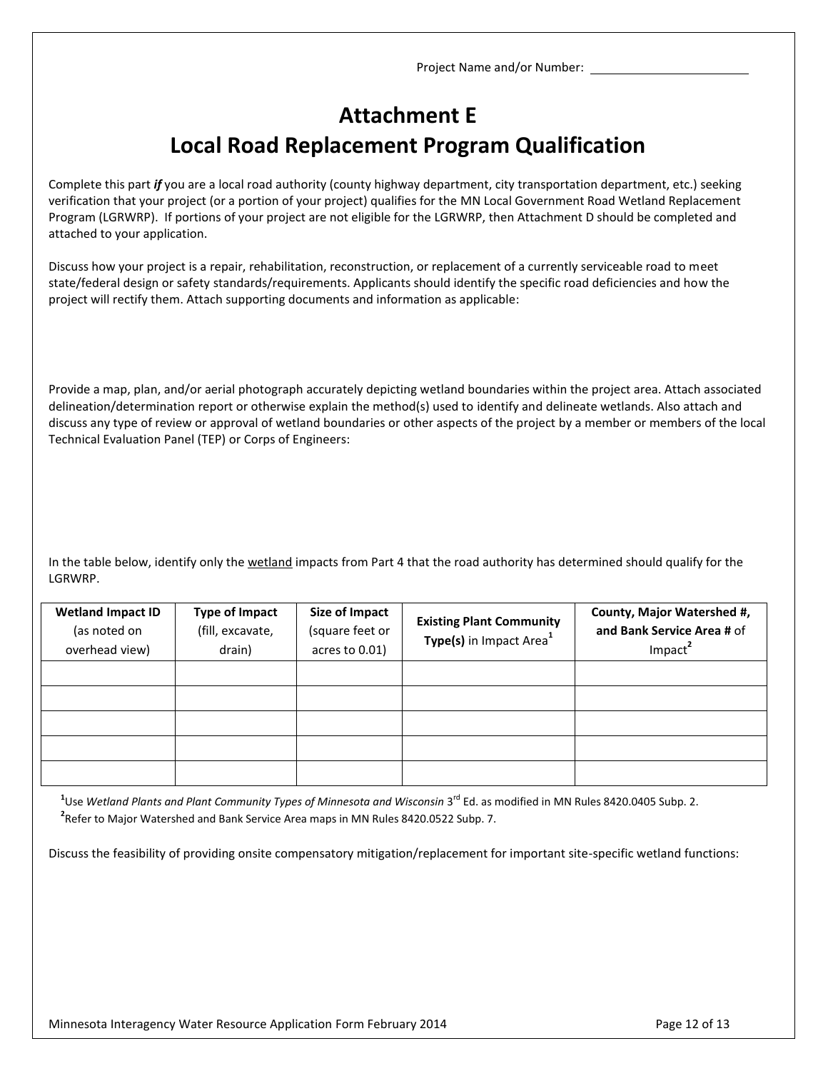Project Name and/or Number: \_\_\_\_\_\_\_\_\_\_\_\_\_\_\_\_\_\_\_\_\_\_\_\_

# Attachment E
# Local Road Replacement Program Qualification

Complete this part ***if*** you are a local road authority (county highway department, city transportation department, etc.) seeking verification that your project (or a portion of your project) qualifies for the MN Local Government Road Wetland Replacement Program (LGRWRP). If portions of your project are not eligible for the LGRWRP, then Attachment D should be completed and attached to your application.

Discuss how your project is a repair, rehabilitation, reconstruction, or replacement of a currently serviceable road to meet state/federal design or safety standards/requirements. Applicants should identify the specific road deficiencies and how the project will rectify them. Attach supporting documents and information as applicable:

Provide a map, plan, and/or aerial photograph accurately depicting wetland boundaries within the project area. Attach associated delineation/determination report or otherwise explain the method(s) used to identify and delineate wetlands. Also attach and discuss any type of review or approval of wetland boundaries or other aspects of the project by a member or members of the local Technical Evaluation Panel (TEP) or Corps of Engineers:

In the table below, identify only the <u>wetland</u> impacts from Part 4 that the road authority has determined should qualify for the LGRWRP.

| **Wetland Impact ID** (as noted on overhead view) | **Type of Impact** (fill, excavate, drain) | **Size of Impact** (square feet or acres to 0.01) | **Existing Plant Community Type(s)** in Impact Area[1] | **County, Major Watershed #, and Bank Service Area #** of Impact[2] |
|---|---|---|---|---|
| | | | | |
| | | | | |
| | | | | |
| | | | | |
| | | | | |

[1]Use *Wetland Plants and Plant Community Types of Minnesota and Wisconsin* 3rd Ed. as modified in MN Rules 8420.0405 Subp. 2.
[2]Refer to Major Watershed and Bank Service Area maps in MN Rules 8420.0522 Subp. 7.

Discuss the feasibility of providing onsite compensatory mitigation/replacement for important site-specific wetland functions: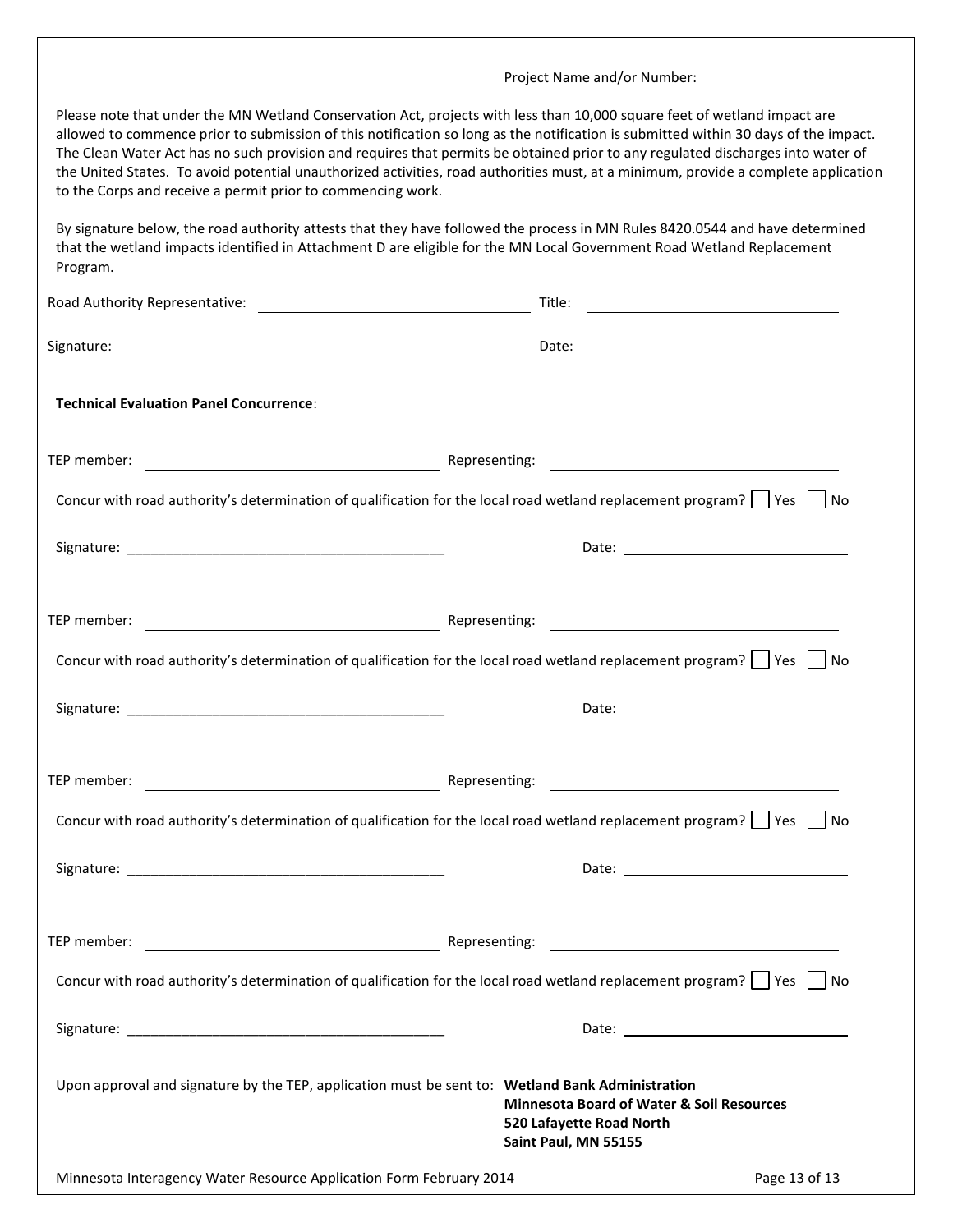Project Name and/or Number: ________________

Please note that under the MN Wetland Conservation Act, projects with less than 10,000 square feet of wetland impact are allowed to commence prior to submission of this notification so long as the notification is submitted within 30 days of the impact. The Clean Water Act has no such provision and requires that permits be obtained prior to any regulated discharges into water of the United States. To avoid potential unauthorized activities, road authorities must, at a minimum, provide a complete application to the Corps and receive a permit prior to commencing work.

By signature below, the road authority attests that they have followed the process in MN Rules 8420.0544 and have determined that the wetland impacts identified in Attachment D are eligible for the MN Local Government Road Wetland Replacement Program.

Road Authority Representative: ______________________________ Title: ______________________________

Signature: ______________________________ Date: ______________________________

**Technical Evaluation Panel Concurrence**:

TEP member: ______________________________ Representing: ______________________________

Concur with road authority's determination of qualification for the local road wetland replacement program? ☐ Yes ☐ No

Signature: ______________________________ Date: ______________________________

TEP member: ______________________________ Representing: ______________________________

Concur with road authority's determination of qualification for the local road wetland replacement program? ☐ Yes ☐ No

Signature: ______________________________ Date: ______________________________

TEP member: ______________________________ Representing: ______________________________

Concur with road authority's determination of qualification for the local road wetland replacement program? ☐ Yes ☐ No

Signature: ______________________________ Date: ______________________________

TEP member: ______________________________ Representing: ______________________________

Concur with road authority's determination of qualification for the local road wetland replacement program? ☐ Yes ☐ No

Signature: ______________________________ Date: ______________________________

Upon approval and signature by the TEP, application must be sent to:

**Wetland Bank Administration**
**Minnesota Board of Water & Soil Resources**
**520 Lafayette Road North**
**Saint Paul, MN 55155**